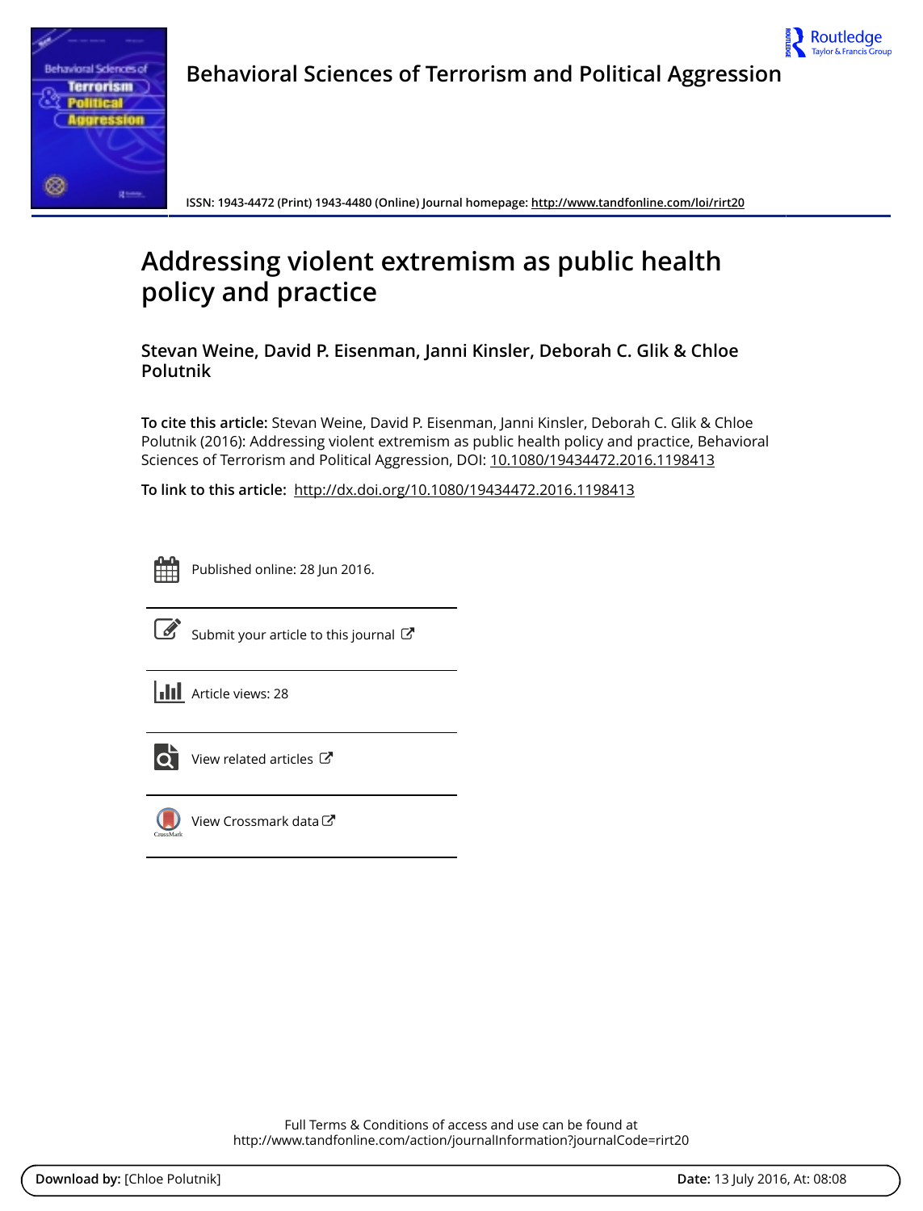**Behavioral Sciences of Terrorism and Political Aggression**

ISSN: 1943-4472 (Print) 1943-4480 (Online) Journal homepage: http://www.tandfonline.com/loi/rirt20

# Addressing violent extremism as public health policy and practice

**Stevan Weine, David P. Eisenman, Janni Kinsler, Deborah C. Glik & Chloe Polutnik**

**To cite this article:** Stevan Weine, David P. Eisenman, Janni Kinsler, Deborah C. Glik & Chloe Polutnik (2016): Addressing violent extremism as public health policy and practice, Behavioral Sciences of Terrorism and Political Aggression, DOI: 10.1080/19434472.2016.1198413

**To link to this article:** http://dx.doi.org/10.1080/19434472.2016.1198413

Published online: 28 Jun 2016.

Submit your article to this journal

Article views: 28

View related articles

View Crossmark data

Full Terms & Conditions of access and use can be found at
http://www.tandfonline.com/action/journalInformation?journalCode=rirt20

**Download by:** [Chloe Polutnik] **Date:** 13 July 2016, At: 08:08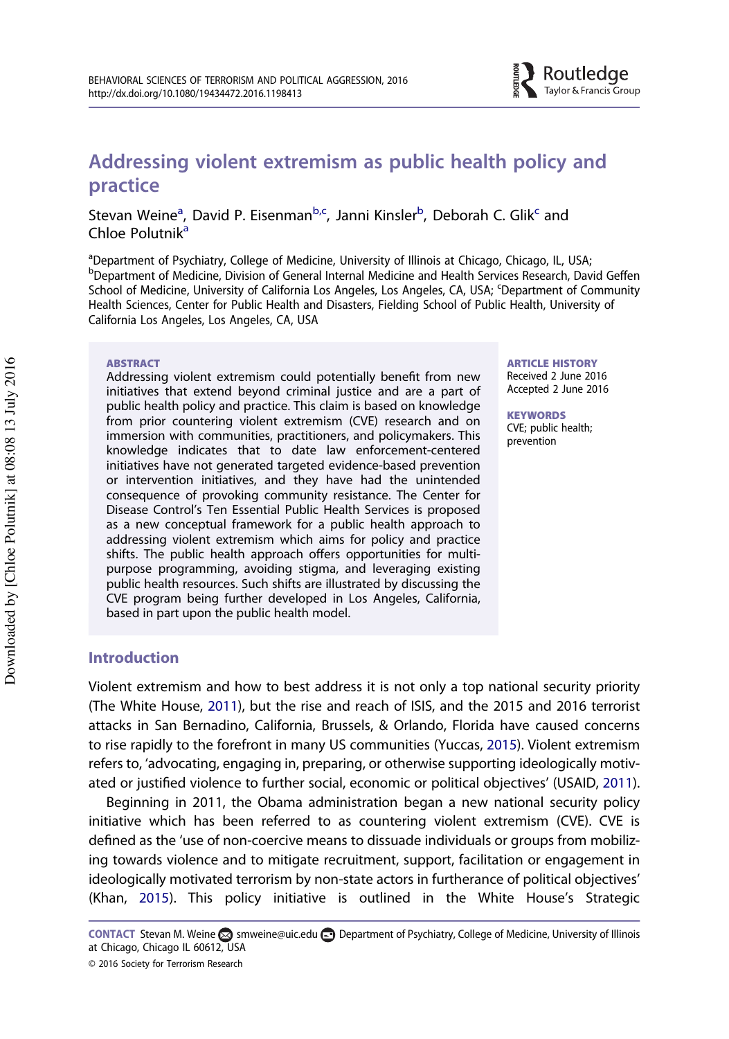# Addressing violent extremism as public health policy and practice

Stevan Weine[a], David P. Eisenman[b,c], Janni Kinsler[b], Deborah C. Glik[c] and Chloe Polutnik[a]

[a]Department of Psychiatry, College of Medicine, University of Illinois at Chicago, Chicago, IL, USA; [b]Department of Medicine, Division of General Internal Medicine and Health Services Research, David Geffen School of Medicine, University of California Los Angeles, Los Angeles, CA, USA; [c]Department of Community Health Sciences, Center for Public Health and Disasters, Fielding School of Public Health, University of California Los Angeles, Los Angeles, CA, USA

**ABSTRACT**

Addressing violent extremism could potentially benefit from new initiatives that extend beyond criminal justice and are a part of public health policy and practice. This claim is based on knowledge from prior countering violent extremism (CVE) research and on immersion with communities, practitioners, and policymakers. This knowledge indicates that to date law enforcement-centered initiatives have not generated targeted evidence-based prevention or intervention initiatives, and they have had the unintended consequence of provoking community resistance. The Center for Disease Control's Ten Essential Public Health Services is proposed as a new conceptual framework for a public health approach to addressing violent extremism which aims for policy and practice shifts. The public health approach offers opportunities for multi-purpose programming, avoiding stigma, and leveraging existing public health resources. Such shifts are illustrated by discussing the CVE program being further developed in Los Angeles, California, based in part upon the public health model.

**ARTICLE HISTORY**
Received 2 June 2016
Accepted 2 June 2016

**KEYWORDS**
CVE; public health; prevention

## Introduction

Violent extremism and how to best address it is not only a top national security priority (The White House, 2011), but the rise and reach of ISIS, and the 2015 and 2016 terrorist attacks in San Bernadino, California, Brussels, & Orlando, Florida have caused concerns to rise rapidly to the forefront in many US communities (Yuccas, 2015). Violent extremism refers to, 'advocating, engaging in, preparing, or otherwise supporting ideologically motivated or justified violence to further social, economic or political objectives' (USAID, 2011).

Beginning in 2011, the Obama administration began a new national security policy initiative which has been referred to as countering violent extremism (CVE). CVE is defined as the 'use of non-coercive means to dissuade individuals or groups from mobilizing towards violence and to mitigate recruitment, support, facilitation or engagement in ideologically motivated terrorism by non-state actors in furtherance of political objectives' (Khan, 2015). This policy initiative is outlined in the White House's Strategic

**CONTACT** Stevan M. Weine smweine@uic.edu Department of Psychiatry, College of Medicine, University of Illinois at Chicago, Chicago IL 60612, USA

© 2016 Society for Terrorism Research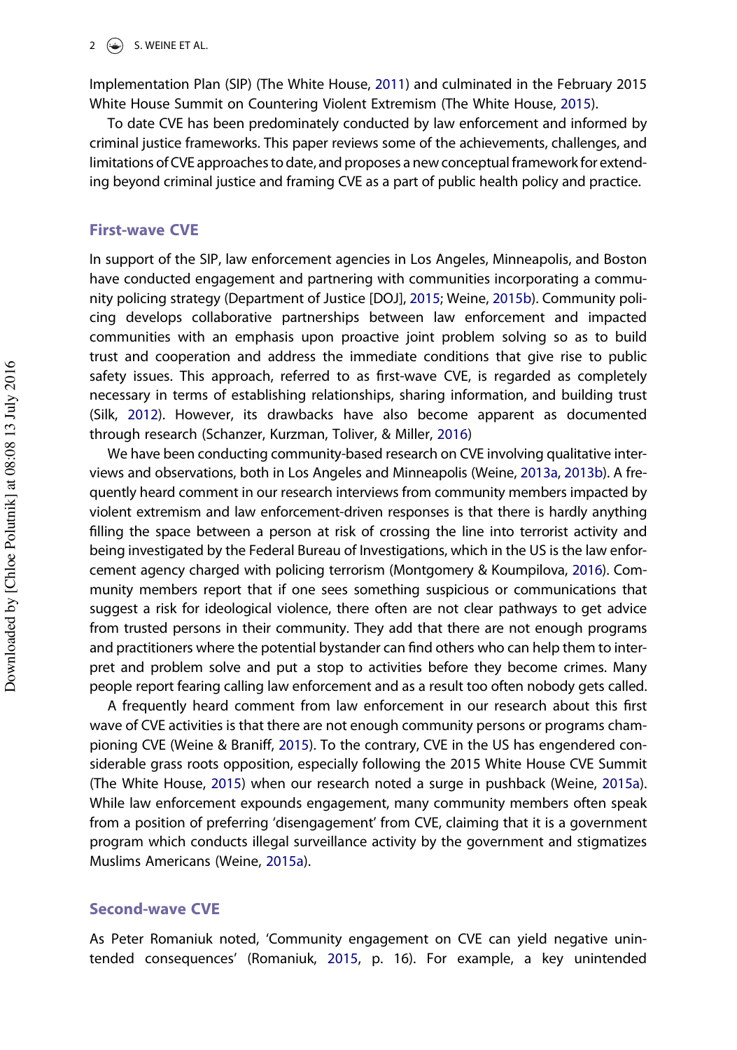Implementation Plan (SIP) (The White House, 2011) and culminated in the February 2015 White House Summit on Countering Violent Extremism (The White House, 2015).

To date CVE has been predominately conducted by law enforcement and informed by criminal justice frameworks. This paper reviews some of the achievements, challenges, and limitations of CVE approaches to date, and proposes a new conceptual framework for extending beyond criminal justice and framing CVE as a part of public health policy and practice.

## First-wave CVE

In support of the SIP, law enforcement agencies in Los Angeles, Minneapolis, and Boston have conducted engagement and partnering with communities incorporating a community policing strategy (Department of Justice [DOJ], 2015; Weine, 2015b). Community policing develops collaborative partnerships between law enforcement and impacted communities with an emphasis upon proactive joint problem solving so as to build trust and cooperation and address the immediate conditions that give rise to public safety issues. This approach, referred to as first-wave CVE, is regarded as completely necessary in terms of establishing relationships, sharing information, and building trust (Silk, 2012). However, its drawbacks have also become apparent as documented through research (Schanzer, Kurzman, Toliver, & Miller, 2016)

We have been conducting community-based research on CVE involving qualitative interviews and observations, both in Los Angeles and Minneapolis (Weine, 2013a, 2013b). A frequently heard comment in our research interviews from community members impacted by violent extremism and law enforcement-driven responses is that there is hardly anything filling the space between a person at risk of crossing the line into terrorist activity and being investigated by the Federal Bureau of Investigations, which in the US is the law enforcement agency charged with policing terrorism (Montgomery & Koumpilova, 2016). Community members report that if one sees something suspicious or communications that suggest a risk for ideological violence, there often are not clear pathways to get advice from trusted persons in their community. They add that there are not enough programs and practitioners where the potential bystander can find others who can help them to interpret and problem solve and put a stop to activities before they become crimes. Many people report fearing calling law enforcement and as a result too often nobody gets called.

A frequently heard comment from law enforcement in our research about this first wave of CVE activities is that there are not enough community persons or programs championing CVE (Weine & Braniff, 2015). To the contrary, CVE in the US has engendered considerable grass roots opposition, especially following the 2015 White House CVE Summit (The White House, 2015) when our research noted a surge in pushback (Weine, 2015a). While law enforcement expounds engagement, many community members often speak from a position of preferring 'disengagement' from CVE, claiming that it is a government program which conducts illegal surveillance activity by the government and stigmatizes Muslims Americans (Weine, 2015a).

## Second-wave CVE

As Peter Romaniuk noted, 'Community engagement on CVE can yield negative unintended consequences' (Romaniuk, 2015, p. 16). For example, a key unintended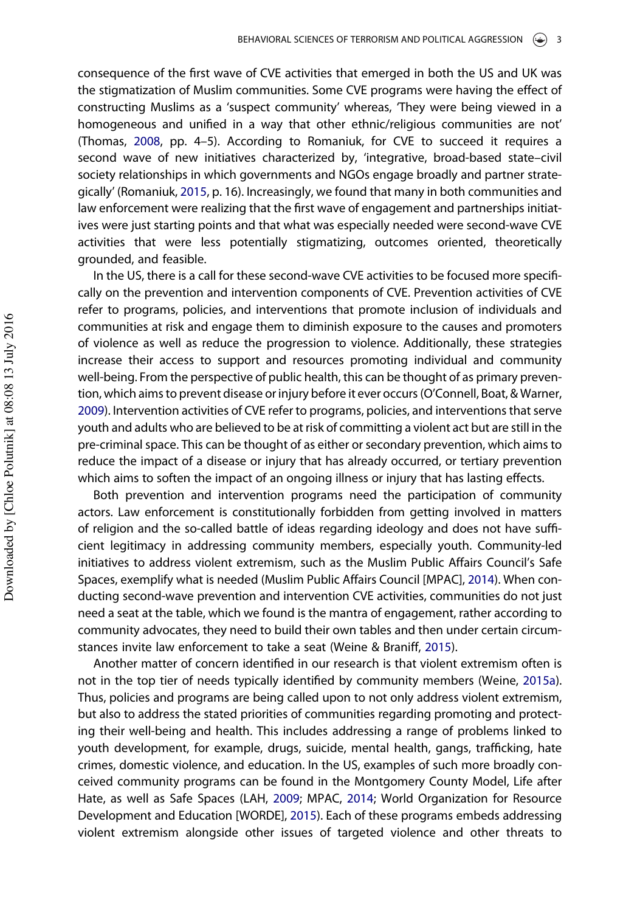consequence of the first wave of CVE activities that emerged in both the US and UK was the stigmatization of Muslim communities. Some CVE programs were having the effect of constructing Muslims as a 'suspect community' whereas, 'They were being viewed in a homogeneous and unified in a way that other ethnic/religious communities are not' (Thomas, 2008, pp. 4–5). According to Romaniuk, for CVE to succeed it requires a second wave of new initiatives characterized by, 'integrative, broad-based state–civil society relationships in which governments and NGOs engage broadly and partner strategically' (Romaniuk, 2015, p. 16). Increasingly, we found that many in both communities and law enforcement were realizing that the first wave of engagement and partnerships initiatives were just starting points and that what was especially needed were second-wave CVE activities that were less potentially stigmatizing, outcomes oriented, theoretically grounded, and feasible.

In the US, there is a call for these second-wave CVE activities to be focused more specifically on the prevention and intervention components of CVE. Prevention activities of CVE refer to programs, policies, and interventions that promote inclusion of individuals and communities at risk and engage them to diminish exposure to the causes and promoters of violence as well as reduce the progression to violence. Additionally, these strategies increase their access to support and resources promoting individual and community well-being. From the perspective of public health, this can be thought of as primary prevention, which aims to prevent disease or injury before it ever occurs (O'Connell, Boat, & Warner, 2009). Intervention activities of CVE refer to programs, policies, and interventions that serve youth and adults who are believed to be at risk of committing a violent act but are still in the pre-criminal space. This can be thought of as either or secondary prevention, which aims to reduce the impact of a disease or injury that has already occurred, or tertiary prevention which aims to soften the impact of an ongoing illness or injury that has lasting effects.

Both prevention and intervention programs need the participation of community actors. Law enforcement is constitutionally forbidden from getting involved in matters of religion and the so-called battle of ideas regarding ideology and does not have sufficient legitimacy in addressing community members, especially youth. Community-led initiatives to address violent extremism, such as the Muslim Public Affairs Council's Safe Spaces, exemplify what is needed (Muslim Public Affairs Council [MPAC], 2014). When conducting second-wave prevention and intervention CVE activities, communities do not just need a seat at the table, which we found is the mantra of engagement, rather according to community advocates, they need to build their own tables and then under certain circumstances invite law enforcement to take a seat (Weine & Braniff, 2015).

Another matter of concern identified in our research is that violent extremism often is not in the top tier of needs typically identified by community members (Weine, 2015a). Thus, policies and programs are being called upon to not only address violent extremism, but also to address the stated priorities of communities regarding promoting and protecting their well-being and health. This includes addressing a range of problems linked to youth development, for example, drugs, suicide, mental health, gangs, trafficking, hate crimes, domestic violence, and education. In the US, examples of such more broadly conceived community programs can be found in the Montgomery County Model, Life after Hate, as well as Safe Spaces (LAH, 2009; MPAC, 2014; World Organization for Resource Development and Education [WORDE], 2015). Each of these programs embeds addressing violent extremism alongside other issues of targeted violence and other threats to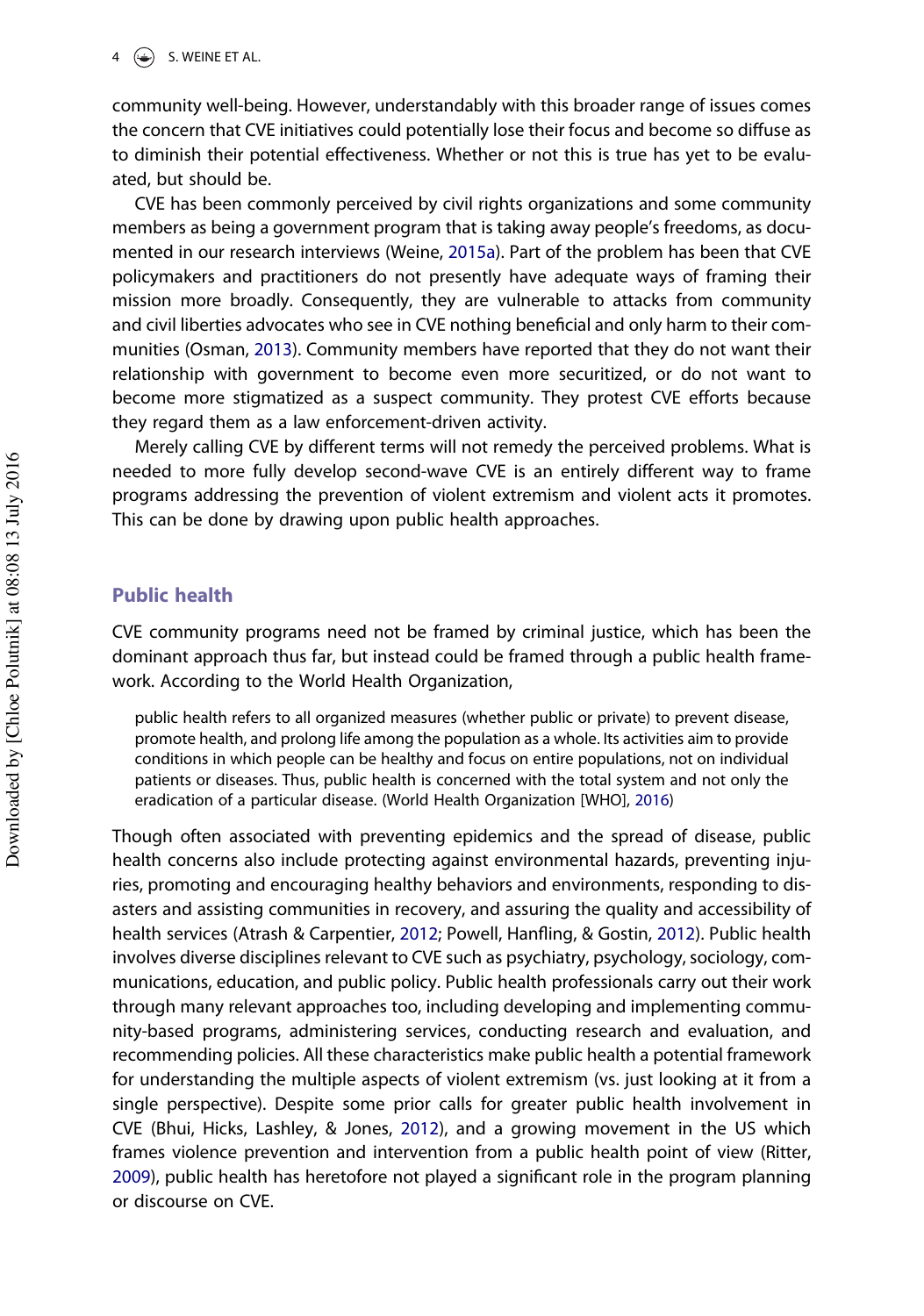community well-being. However, understandably with this broader range of issues comes the concern that CVE initiatives could potentially lose their focus and become so diffuse as to diminish their potential effectiveness. Whether or not this is true has yet to be evaluated, but should be.

CVE has been commonly perceived by civil rights organizations and some community members as being a government program that is taking away people's freedoms, as documented in our research interviews (Weine, 2015a). Part of the problem has been that CVE policymakers and practitioners do not presently have adequate ways of framing their mission more broadly. Consequently, they are vulnerable to attacks from community and civil liberties advocates who see in CVE nothing beneficial and only harm to their communities (Osman, 2013). Community members have reported that they do not want their relationship with government to become even more securitized, or do not want to become more stigmatized as a suspect community. They protest CVE efforts because they regard them as a law enforcement-driven activity.

Merely calling CVE by different terms will not remedy the perceived problems. What is needed to more fully develop second-wave CVE is an entirely different way to frame programs addressing the prevention of violent extremism and violent acts it promotes. This can be done by drawing upon public health approaches.

## Public health

CVE community programs need not be framed by criminal justice, which has been the dominant approach thus far, but instead could be framed through a public health framework. According to the World Health Organization,

> public health refers to all organized measures (whether public or private) to prevent disease, promote health, and prolong life among the population as a whole. Its activities aim to provide conditions in which people can be healthy and focus on entire populations, not on individual patients or diseases. Thus, public health is concerned with the total system and not only the eradication of a particular disease. (World Health Organization [WHO], 2016)

Though often associated with preventing epidemics and the spread of disease, public health concerns also include protecting against environmental hazards, preventing injuries, promoting and encouraging healthy behaviors and environments, responding to disasters and assisting communities in recovery, and assuring the quality and accessibility of health services (Atrash & Carpentier, 2012; Powell, Hanfling, & Gostin, 2012). Public health involves diverse disciplines relevant to CVE such as psychiatry, psychology, sociology, communications, education, and public policy. Public health professionals carry out their work through many relevant approaches too, including developing and implementing community-based programs, administering services, conducting research and evaluation, and recommending policies. All these characteristics make public health a potential framework for understanding the multiple aspects of violent extremism (vs. just looking at it from a single perspective). Despite some prior calls for greater public health involvement in CVE (Bhui, Hicks, Lashley, & Jones, 2012), and a growing movement in the US which frames violence prevention and intervention from a public health point of view (Ritter, 2009), public health has heretofore not played a significant role in the program planning or discourse on CVE.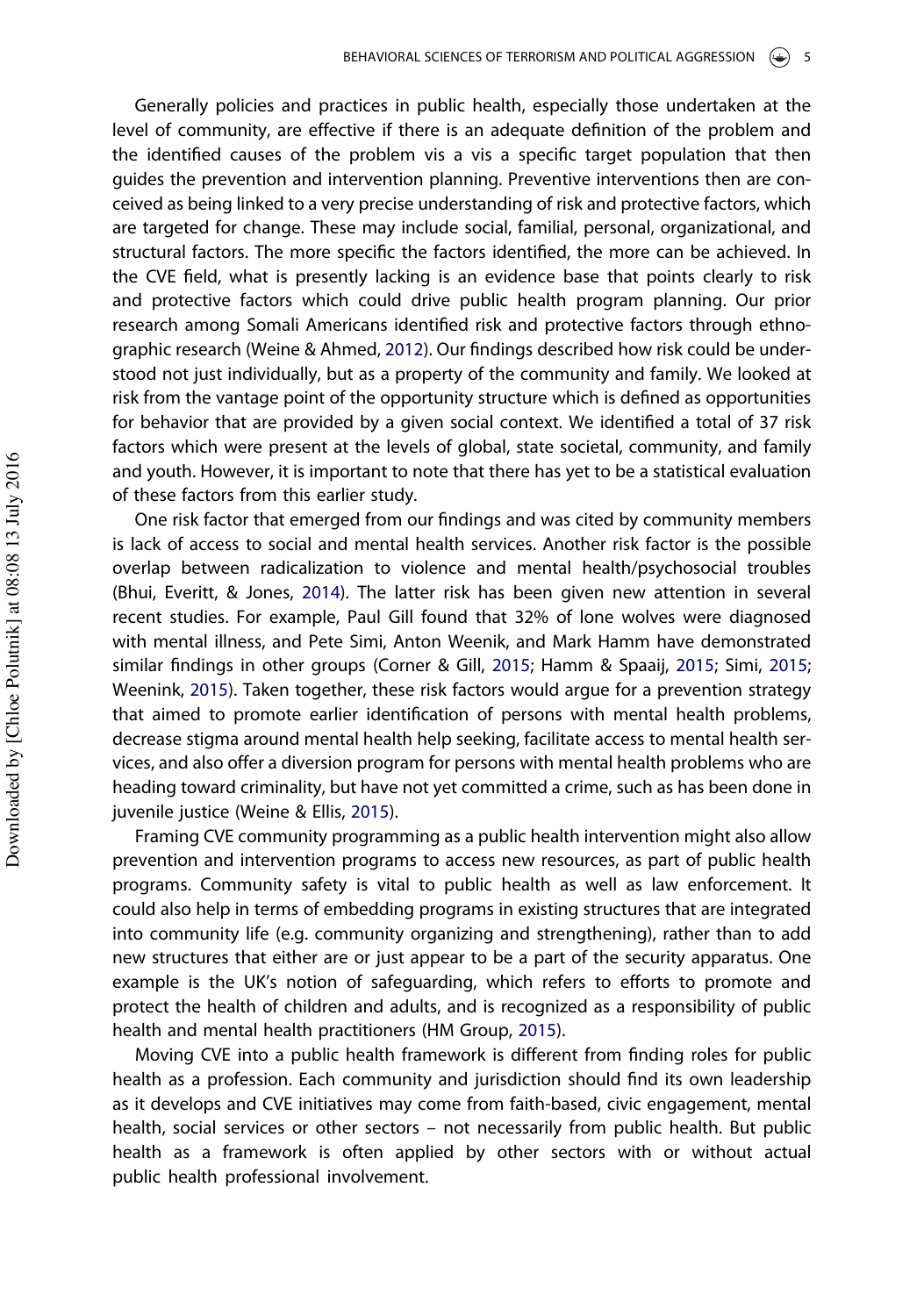Generally policies and practices in public health, especially those undertaken at the level of community, are effective if there is an adequate definition of the problem and the identified causes of the problem vis a vis a specific target population that then guides the prevention and intervention planning. Preventive interventions then are conceived as being linked to a very precise understanding of risk and protective factors, which are targeted for change. These may include social, familial, personal, organizational, and structural factors. The more specific the factors identified, the more can be achieved. In the CVE field, what is presently lacking is an evidence base that points clearly to risk and protective factors which could drive public health program planning. Our prior research among Somali Americans identified risk and protective factors through ethnographic research (Weine & Ahmed, 2012). Our findings described how risk could be understood not just individually, but as a property of the community and family. We looked at risk from the vantage point of the opportunity structure which is defined as opportunities for behavior that are provided by a given social context. We identified a total of 37 risk factors which were present at the levels of global, state societal, community, and family and youth. However, it is important to note that there has yet to be a statistical evaluation of these factors from this earlier study.

One risk factor that emerged from our findings and was cited by community members is lack of access to social and mental health services. Another risk factor is the possible overlap between radicalization to violence and mental health/psychosocial troubles (Bhui, Everitt, & Jones, 2014). The latter risk has been given new attention in several recent studies. For example, Paul Gill found that 32% of lone wolves were diagnosed with mental illness, and Pete Simi, Anton Weenik, and Mark Hamm have demonstrated similar findings in other groups (Corner & Gill, 2015; Hamm & Spaaij, 2015; Simi, 2015; Weenink, 2015). Taken together, these risk factors would argue for a prevention strategy that aimed to promote earlier identification of persons with mental health problems, decrease stigma around mental health help seeking, facilitate access to mental health services, and also offer a diversion program for persons with mental health problems who are heading toward criminality, but have not yet committed a crime, such as has been done in juvenile justice (Weine & Ellis, 2015).

Framing CVE community programming as a public health intervention might also allow prevention and intervention programs to access new resources, as part of public health programs. Community safety is vital to public health as well as law enforcement. It could also help in terms of embedding programs in existing structures that are integrated into community life (e.g. community organizing and strengthening), rather than to add new structures that either are or just appear to be a part of the security apparatus. One example is the UK's notion of safeguarding, which refers to efforts to promote and protect the health of children and adults, and is recognized as a responsibility of public health and mental health practitioners (HM Group, 2015).

Moving CVE into a public health framework is different from finding roles for public health as a profession. Each community and jurisdiction should find its own leadership as it develops and CVE initiatives may come from faith-based, civic engagement, mental health, social services or other sectors – not necessarily from public health. But public health as a framework is often applied by other sectors with or without actual public health professional involvement.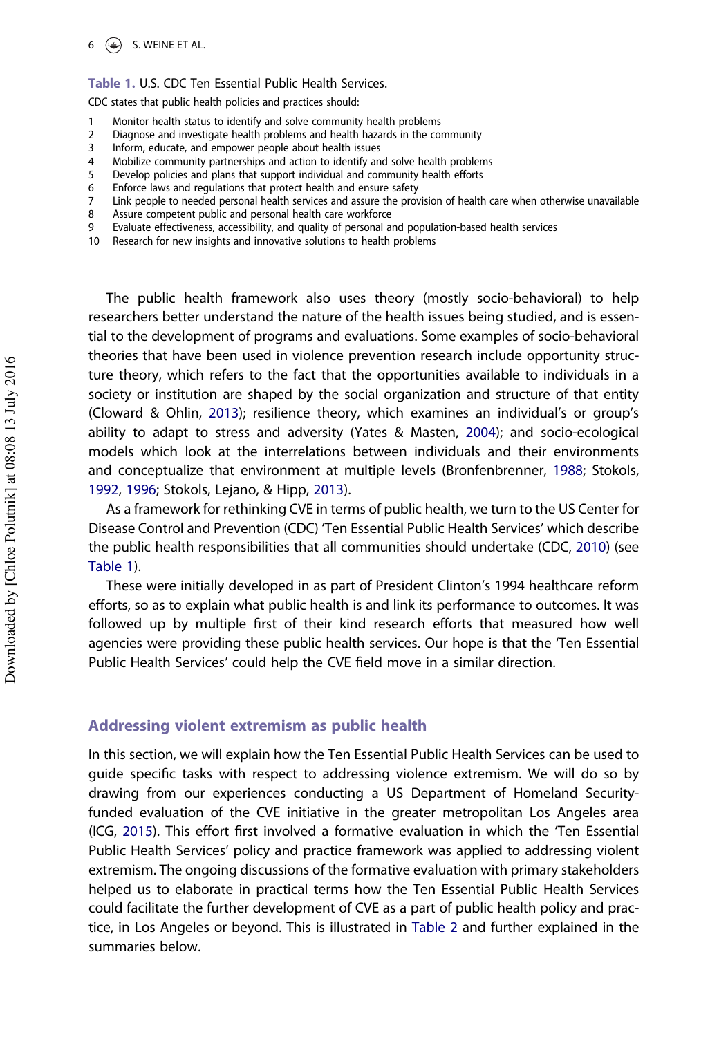**Table 1.** U.S. CDC Ten Essential Public Health Services.

| CDC states that public health policies and practices should: | |
|---|---|
| 1 | Monitor health status to identify and solve community health problems |
| 2 | Diagnose and investigate health problems and health hazards in the community |
| 3 | Inform, educate, and empower people about health issues |
| 4 | Mobilize community partnerships and action to identify and solve health problems |
| 5 | Develop policies and plans that support individual and community health efforts |
| 6 | Enforce laws and regulations that protect health and ensure safety |
| 7 | Link people to needed personal health services and assure the provision of health care when otherwise unavailable |
| 8 | Assure competent public and personal health care workforce |
| 9 | Evaluate effectiveness, accessibility, and quality of personal and population-based health services |
| 10 | Research for new insights and innovative solutions to health problems |

The public health framework also uses theory (mostly socio-behavioral) to help researchers better understand the nature of the health issues being studied, and is essential to the development of programs and evaluations. Some examples of socio-behavioral theories that have been used in violence prevention research include opportunity structure theory, which refers to the fact that the opportunities available to individuals in a society or institution are shaped by the social organization and structure of that entity (Cloward & Ohlin, 2013); resilience theory, which examines an individual's or group's ability to adapt to stress and adversity (Yates & Masten, 2004); and socio-ecological models which look at the interrelations between individuals and their environments and conceptualize that environment at multiple levels (Bronfenbrenner, 1988; Stokols, 1992, 1996; Stokols, Lejano, & Hipp, 2013).

As a framework for rethinking CVE in terms of public health, we turn to the US Center for Disease Control and Prevention (CDC) 'Ten Essential Public Health Services' which describe the public health responsibilities that all communities should undertake (CDC, 2010) (see Table 1).

These were initially developed in as part of President Clinton's 1994 healthcare reform efforts, so as to explain what public health is and link its performance to outcomes. It was followed up by multiple first of their kind research efforts that measured how well agencies were providing these public health services. Our hope is that the 'Ten Essential Public Health Services' could help the CVE field move in a similar direction.

## Addressing violent extremism as public health

In this section, we will explain how the Ten Essential Public Health Services can be used to guide specific tasks with respect to addressing violence extremism. We will do so by drawing from our experiences conducting a US Department of Homeland Security-funded evaluation of the CVE initiative in the greater metropolitan Los Angeles area (ICG, 2015). This effort first involved a formative evaluation in which the 'Ten Essential Public Health Services' policy and practice framework was applied to addressing violent extremism. The ongoing discussions of the formative evaluation with primary stakeholders helped us to elaborate in practical terms how the Ten Essential Public Health Services could facilitate the further development of CVE as a part of public health policy and practice, in Los Angeles or beyond. This is illustrated in Table 2 and further explained in the summaries below.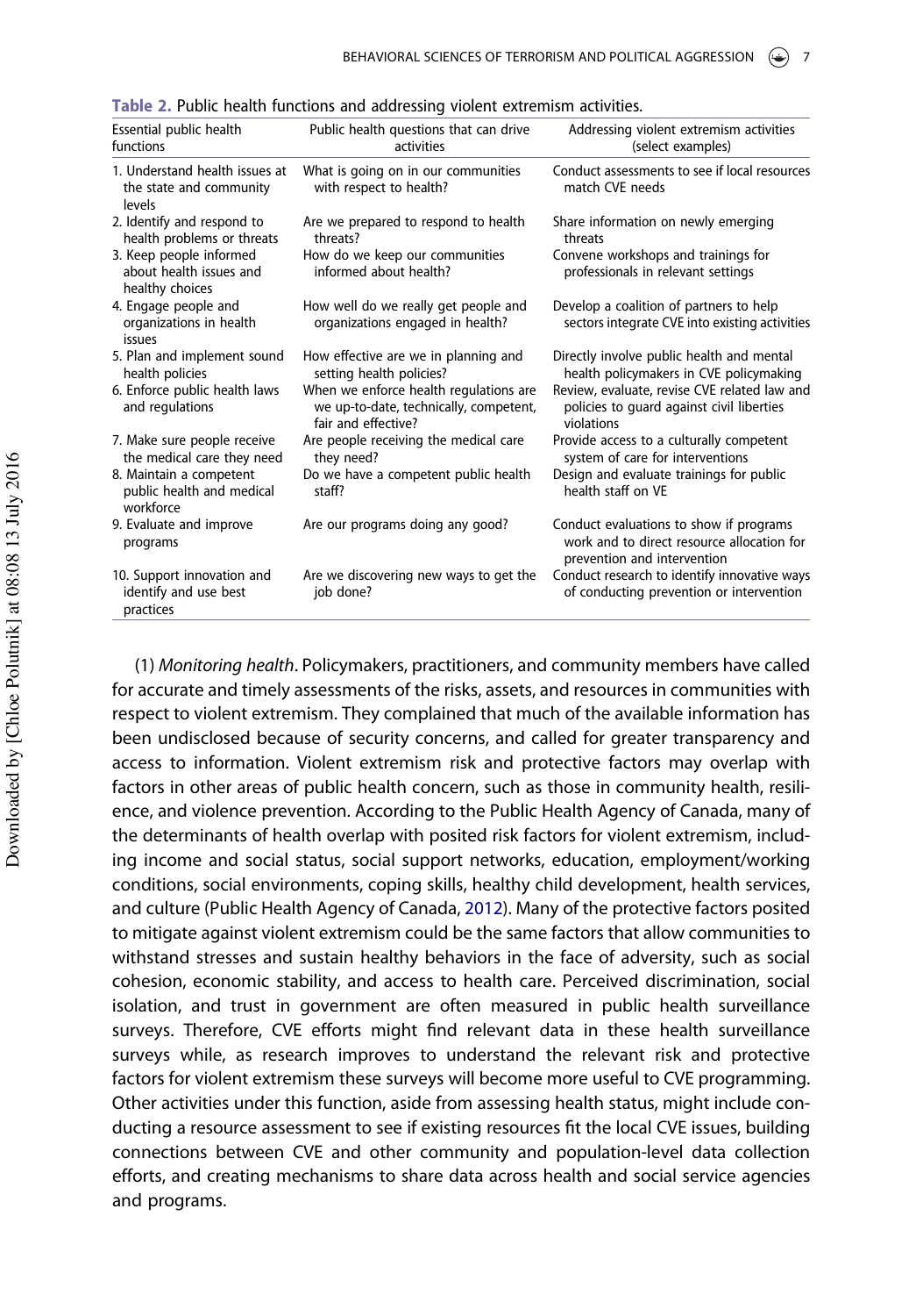**Table 2.** Public health functions and addressing violent extremism activities.

| Essential public health functions | Public health questions that can drive activities | Addressing violent extremism activities (select examples) |
|---|---|---|
| 1. Understand health issues at the state and community levels | What is going on in our communities with respect to health? | Conduct assessments to see if local resources match CVE needs |
| 2. Identify and respond to health problems or threats | Are we prepared to respond to health threats? | Share information on newly emerging threats |
| 3. Keep people informed about health issues and healthy choices | How do we keep our communities informed about health? | Convene workshops and trainings for professionals in relevant settings |
| 4. Engage people and organizations in health issues | How well do we really get people and organizations engaged in health? | Develop a coalition of partners to help sectors integrate CVE into existing activities |
| 5. Plan and implement sound health policies | How effective are we in planning and setting health policies? | Directly involve public health and mental health policymakers in CVE policymaking |
| 6. Enforce public health laws and regulations | When we enforce health regulations are we up-to-date, technically, competent, fair and effective? | Review, evaluate, revise CVE related law and policies to guard against civil liberties violations |
| 7. Make sure people receive the medical care they need | Are people receiving the medical care they need? | Provide access to a culturally competent system of care for interventions |
| 8. Maintain a competent public health and medical workforce | Do we have a competent public health staff? | Design and evaluate trainings for public health staff on VE |
| 9. Evaluate and improve programs | Are our programs doing any good? | Conduct evaluations to show if programs work and to direct resource allocation for prevention and intervention |
| 10. Support innovation and identify and use best practices | Are we discovering new ways to get the job done? | Conduct research to identify innovative ways of conducting prevention or intervention |

(1) *Monitoring health*. Policymakers, practitioners, and community members have called for accurate and timely assessments of the risks, assets, and resources in communities with respect to violent extremism. They complained that much of the available information has been undisclosed because of security concerns, and called for greater transparency and access to information. Violent extremism risk and protective factors may overlap with factors in other areas of public health concern, such as those in community health, resilience, and violence prevention. According to the Public Health Agency of Canada, many of the determinants of health overlap with posited risk factors for violent extremism, including income and social status, social support networks, education, employment/working conditions, social environments, coping skills, healthy child development, health services, and culture (Public Health Agency of Canada, 2012). Many of the protective factors posited to mitigate against violent extremism could be the same factors that allow communities to withstand stresses and sustain healthy behaviors in the face of adversity, such as social cohesion, economic stability, and access to health care. Perceived discrimination, social isolation, and trust in government are often measured in public health surveillance surveys. Therefore, CVE efforts might find relevant data in these health surveillance surveys while, as research improves to understand the relevant risk and protective factors for violent extremism these surveys will become more useful to CVE programming. Other activities under this function, aside from assessing health status, might include conducting a resource assessment to see if existing resources fit the local CVE issues, building connections between CVE and other community and population-level data collection efforts, and creating mechanisms to share data across health and social service agencies and programs.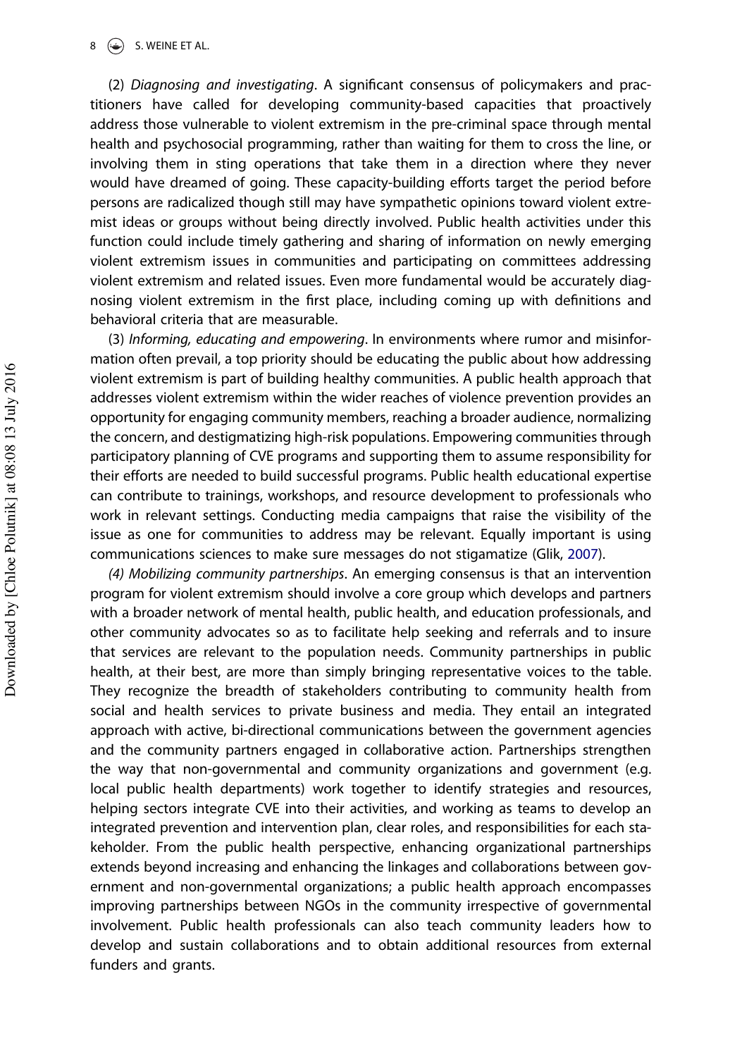(2) *Diagnosing and investigating*. A significant consensus of policymakers and practitioners have called for developing community-based capacities that proactively address those vulnerable to violent extremism in the pre-criminal space through mental health and psychosocial programming, rather than waiting for them to cross the line, or involving them in sting operations that take them in a direction where they never would have dreamed of going. These capacity-building efforts target the period before persons are radicalized though still may have sympathetic opinions toward violent extremist ideas or groups without being directly involved. Public health activities under this function could include timely gathering and sharing of information on newly emerging violent extremism issues in communities and participating on committees addressing violent extremism and related issues. Even more fundamental would be accurately diagnosing violent extremism in the first place, including coming up with definitions and behavioral criteria that are measurable.

(3) *Informing, educating and empowering*. In environments where rumor and misinformation often prevail, a top priority should be educating the public about how addressing violent extremism is part of building healthy communities. A public health approach that addresses violent extremism within the wider reaches of violence prevention provides an opportunity for engaging community members, reaching a broader audience, normalizing the concern, and destigmatizing high-risk populations. Empowering communities through participatory planning of CVE programs and supporting them to assume responsibility for their efforts are needed to build successful programs. Public health educational expertise can contribute to trainings, workshops, and resource development to professionals who work in relevant settings. Conducting media campaigns that raise the visibility of the issue as one for communities to address may be relevant. Equally important is using communications sciences to make sure messages do not stigamatize (Glik, 2007).

*(4) Mobilizing community partnerships*. An emerging consensus is that an intervention program for violent extremism should involve a core group which develops and partners with a broader network of mental health, public health, and education professionals, and other community advocates so as to facilitate help seeking and referrals and to insure that services are relevant to the population needs. Community partnerships in public health, at their best, are more than simply bringing representative voices to the table. They recognize the breadth of stakeholders contributing to community health from social and health services to private business and media. They entail an integrated approach with active, bi-directional communications between the government agencies and the community partners engaged in collaborative action. Partnerships strengthen the way that non-governmental and community organizations and government (e.g. local public health departments) work together to identify strategies and resources, helping sectors integrate CVE into their activities, and working as teams to develop an integrated prevention and intervention plan, clear roles, and responsibilities for each stakeholder. From the public health perspective, enhancing organizational partnerships extends beyond increasing and enhancing the linkages and collaborations between government and non-governmental organizations; a public health approach encompasses improving partnerships between NGOs in the community irrespective of governmental involvement. Public health professionals can also teach community leaders how to develop and sustain collaborations and to obtain additional resources from external funders and grants.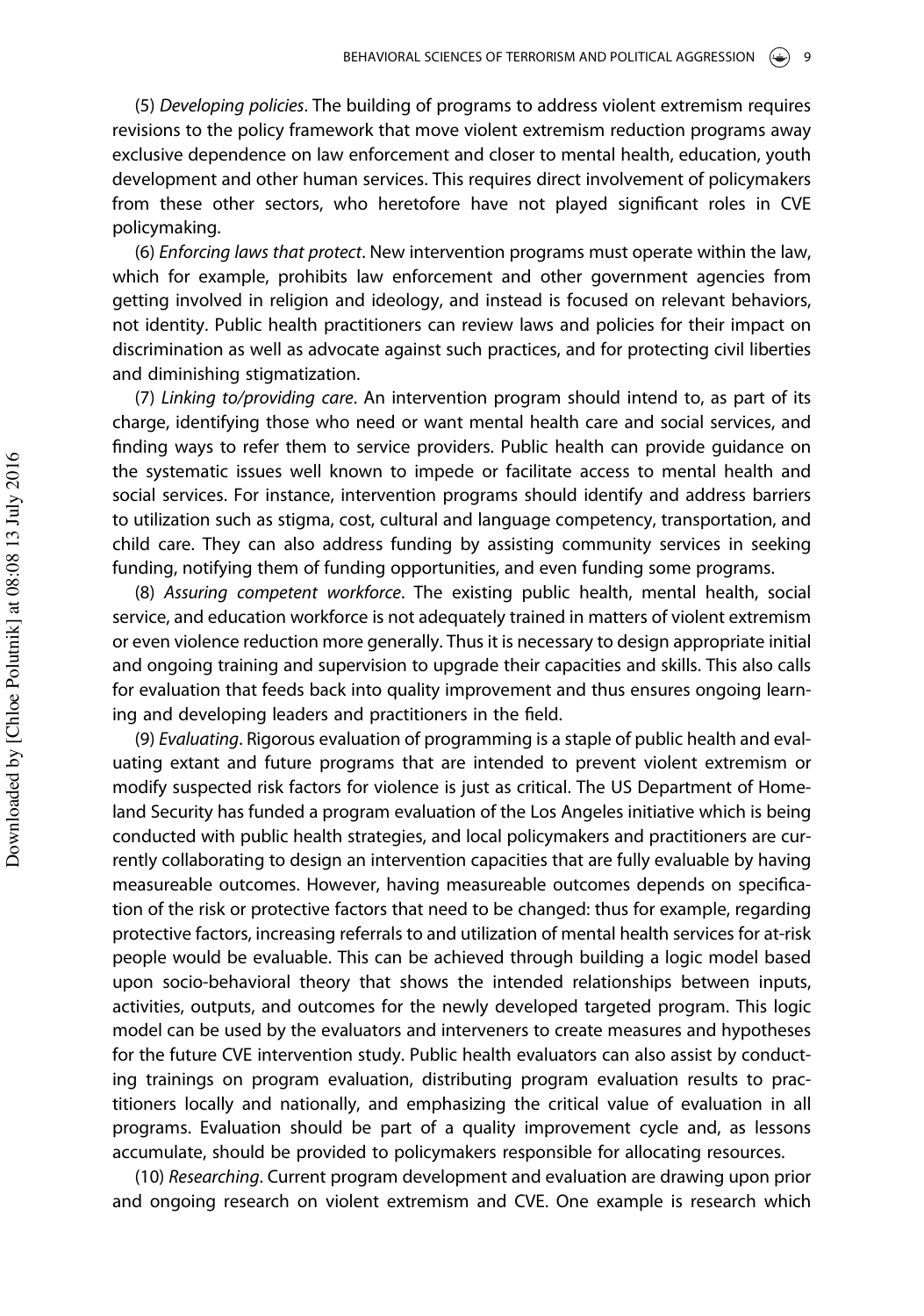(5) *Developing policies*. The building of programs to address violent extremism requires revisions to the policy framework that move violent extremism reduction programs away exclusive dependence on law enforcement and closer to mental health, education, youth development and other human services. This requires direct involvement of policymakers from these other sectors, who heretofore have not played significant roles in CVE policymaking.

(6) *Enforcing laws that protect*. New intervention programs must operate within the law, which for example, prohibits law enforcement and other government agencies from getting involved in religion and ideology, and instead is focused on relevant behaviors, not identity. Public health practitioners can review laws and policies for their impact on discrimination as well as advocate against such practices, and for protecting civil liberties and diminishing stigmatization.

(7) *Linking to/providing care*. An intervention program should intend to, as part of its charge, identifying those who need or want mental health care and social services, and finding ways to refer them to service providers. Public health can provide guidance on the systematic issues well known to impede or facilitate access to mental health and social services. For instance, intervention programs should identify and address barriers to utilization such as stigma, cost, cultural and language competency, transportation, and child care. They can also address funding by assisting community services in seeking funding, notifying them of funding opportunities, and even funding some programs.

(8) *Assuring competent workforce*. The existing public health, mental health, social service, and education workforce is not adequately trained in matters of violent extremism or even violence reduction more generally. Thus it is necessary to design appropriate initial and ongoing training and supervision to upgrade their capacities and skills. This also calls for evaluation that feeds back into quality improvement and thus ensures ongoing learning and developing leaders and practitioners in the field.

(9) *Evaluating*. Rigorous evaluation of programming is a staple of public health and evaluating extant and future programs that are intended to prevent violent extremism or modify suspected risk factors for violence is just as critical. The US Department of Homeland Security has funded a program evaluation of the Los Angeles initiative which is being conducted with public health strategies, and local policymakers and practitioners are currently collaborating to design an intervention capacities that are fully evaluable by having measureable outcomes. However, having measureable outcomes depends on specification of the risk or protective factors that need to be changed: thus for example, regarding protective factors, increasing referrals to and utilization of mental health services for at-risk people would be evaluable. This can be achieved through building a logic model based upon socio-behavioral theory that shows the intended relationships between inputs, activities, outputs, and outcomes for the newly developed targeted program. This logic model can be used by the evaluators and interveners to create measures and hypotheses for the future CVE intervention study. Public health evaluators can also assist by conducting trainings on program evaluation, distributing program evaluation results to practitioners locally and nationally, and emphasizing the critical value of evaluation in all programs. Evaluation should be part of a quality improvement cycle and, as lessons accumulate, should be provided to policymakers responsible for allocating resources.

(10) *Researching*. Current program development and evaluation are drawing upon prior and ongoing research on violent extremism and CVE. One example is research which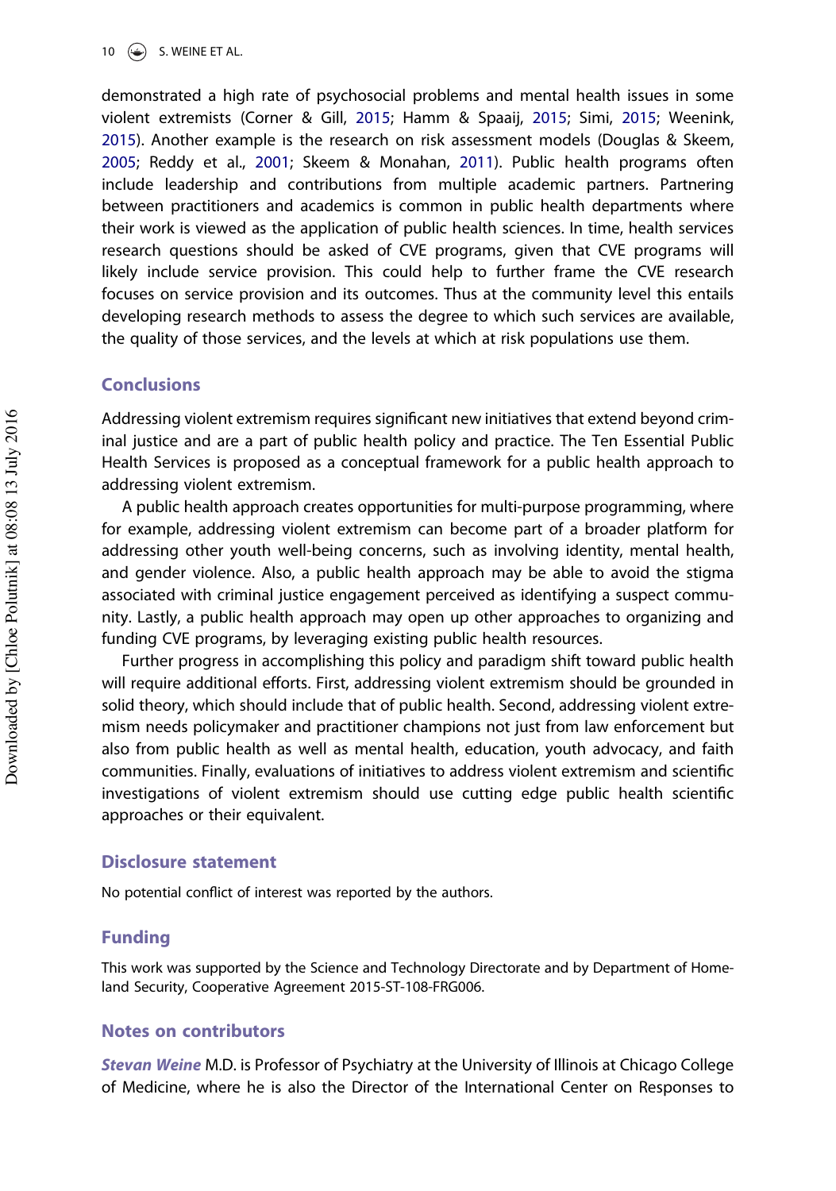demonstrated a high rate of psychosocial problems and mental health issues in some violent extremists (Corner & Gill, 2015; Hamm & Spaaij, 2015; Simi, 2015; Weenink, 2015). Another example is the research on risk assessment models (Douglas & Skeem, 2005; Reddy et al., 2001; Skeem & Monahan, 2011). Public health programs often include leadership and contributions from multiple academic partners. Partnering between practitioners and academics is common in public health departments where their work is viewed as the application of public health sciences. In time, health services research questions should be asked of CVE programs, given that CVE programs will likely include service provision. This could help to further frame the CVE research focuses on service provision and its outcomes. Thus at the community level this entails developing research methods to assess the degree to which such services are available, the quality of those services, and the levels at which at risk populations use them.

## Conclusions

Addressing violent extremism requires significant new initiatives that extend beyond criminal justice and are a part of public health policy and practice. The Ten Essential Public Health Services is proposed as a conceptual framework for a public health approach to addressing violent extremism.

A public health approach creates opportunities for multi-purpose programming, where for example, addressing violent extremism can become part of a broader platform for addressing other youth well-being concerns, such as involving identity, mental health, and gender violence. Also, a public health approach may be able to avoid the stigma associated with criminal justice engagement perceived as identifying a suspect community. Lastly, a public health approach may open up other approaches to organizing and funding CVE programs, by leveraging existing public health resources.

Further progress in accomplishing this policy and paradigm shift toward public health will require additional efforts. First, addressing violent extremism should be grounded in solid theory, which should include that of public health. Second, addressing violent extremism needs policymaker and practitioner champions not just from law enforcement but also from public health as well as mental health, education, youth advocacy, and faith communities. Finally, evaluations of initiatives to address violent extremism and scientific investigations of violent extremism should use cutting edge public health scientific approaches or their equivalent.

## Disclosure statement

No potential conflict of interest was reported by the authors.

## Funding

This work was supported by the Science and Technology Directorate and by Department of Homeland Security, Cooperative Agreement 2015-ST-108-FRG006.

## Notes on contributors

***Stevan Weine*** M.D. is Professor of Psychiatry at the University of Illinois at Chicago College of Medicine, where he is also the Director of the International Center on Responses to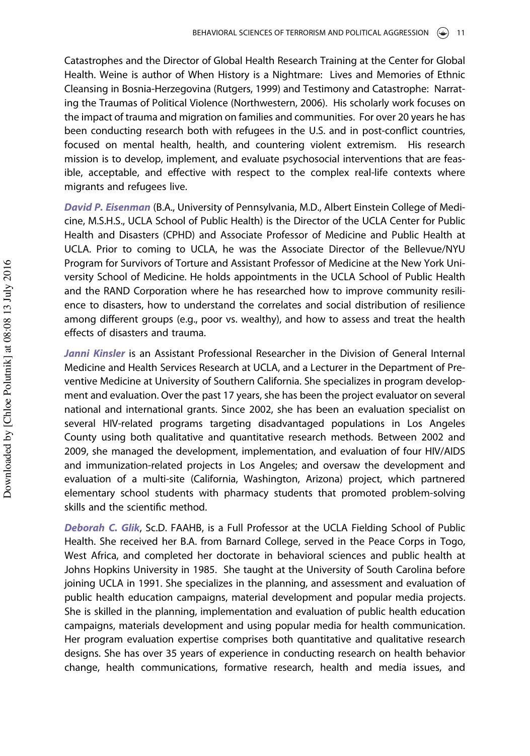Catastrophes and the Director of Global Health Research Training at the Center for Global Health. Weine is author of When History is a Nightmare: Lives and Memories of Ethnic Cleansing in Bosnia-Herzegovina (Rutgers, 1999) and Testimony and Catastrophe: Narrating the Traumas of Political Violence (Northwestern, 2006). His scholarly work focuses on the impact of trauma and migration on families and communities. For over 20 years he has been conducting research both with refugees in the U.S. and in post-conflict countries, focused on mental health, health, and countering violent extremism. His research mission is to develop, implement, and evaluate psychosocial interventions that are feasible, acceptable, and effective with respect to the complex real-life contexts where migrants and refugees live.

***David P. Eisenman*** (B.A., University of Pennsylvania, M.D., Albert Einstein College of Medicine, M.S.H.S., UCLA School of Public Health) is the Director of the UCLA Center for Public Health and Disasters (CPHD) and Associate Professor of Medicine and Public Health at UCLA. Prior to coming to UCLA, he was the Associate Director of the Bellevue/NYU Program for Survivors of Torture and Assistant Professor of Medicine at the New York University School of Medicine. He holds appointments in the UCLA School of Public Health and the RAND Corporation where he has researched how to improve community resilience to disasters, how to understand the correlates and social distribution of resilience among different groups (e.g., poor vs. wealthy), and how to assess and treat the health effects of disasters and trauma.

***Janni Kinsler*** is an Assistant Professional Researcher in the Division of General Internal Medicine and Health Services Research at UCLA, and a Lecturer in the Department of Preventive Medicine at University of Southern California. She specializes in program development and evaluation. Over the past 17 years, she has been the project evaluator on several national and international grants. Since 2002, she has been an evaluation specialist on several HIV-related programs targeting disadvantaged populations in Los Angeles County using both qualitative and quantitative research methods. Between 2002 and 2009, she managed the development, implementation, and evaluation of four HIV/AIDS and immunization-related projects in Los Angeles; and oversaw the development and evaluation of a multi-site (California, Washington, Arizona) project, which partnered elementary school students with pharmacy students that promoted problem-solving skills and the scientific method.

***Deborah C. Glik***, Sc.D. FAAHB, is a Full Professor at the UCLA Fielding School of Public Health. She received her B.A. from Barnard College, served in the Peace Corps in Togo, West Africa, and completed her doctorate in behavioral sciences and public health at Johns Hopkins University in 1985. She taught at the University of South Carolina before joining UCLA in 1991. She specializes in the planning, and assessment and evaluation of public health education campaigns, material development and popular media projects. She is skilled in the planning, implementation and evaluation of public health education campaigns, materials development and using popular media for health communication. Her program evaluation expertise comprises both quantitative and qualitative research designs. She has over 35 years of experience in conducting research on health behavior change, health communications, formative research, health and media issues, and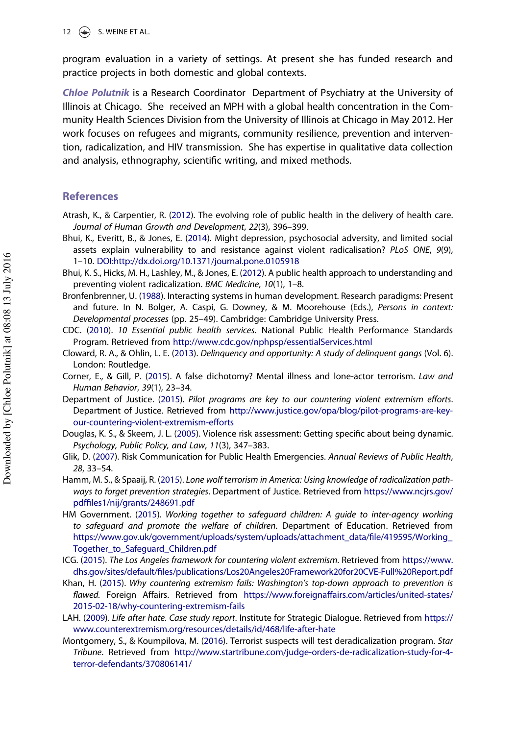program evaluation in a variety of settings. At present she has funded research and practice projects in both domestic and global contexts.

**Chloe Polutnik** is a Research Coordinator Department of Psychiatry at the University of Illinois at Chicago. She received an MPH with a global health concentration in the Community Health Sciences Division from the University of Illinois at Chicago in May 2012. Her work focuses on refugees and migrants, community resilience, prevention and intervention, radicalization, and HIV transmission. She has expertise in qualitative data collection and analysis, ethnography, scientific writing, and mixed methods.

## References

Atrash, K., & Carpentier, R. (2012). The evolving role of public health in the delivery of health care. *Journal of Human Growth and Development*, *22*(3), 396–399.

Bhui, K., Everitt, B., & Jones, E. (2014). Might depression, psychosocial adversity, and limited social assets explain vulnerability to and resistance against violent radicalisation? *PLoS ONE*, *9*(9), 1–10. DOI:http://dx.doi.org/10.1371/journal.pone.0105918

Bhui, K. S., Hicks, M. H., Lashley, M., & Jones, E. (2012). A public health approach to understanding and preventing violent radicalization. *BMC Medicine*, *10*(1), 1–8.

Bronfenbrenner, U. (1988). Interacting systems in human development. Research paradigms: Present and future. In N. Bolger, A. Caspi, G. Downey, & M. Moorehouse (Eds.), *Persons in context: Developmental processes* (pp. 25–49). Cambridge: Cambridge University Press.

CDC. (2010). *10 Essential public health services*. National Public Health Performance Standards Program. Retrieved from http://www.cdc.gov/nphpsp/essentialServices.html

Cloward, R. A., & Ohlin, L. E. (2013). *Delinquency and opportunity: A study of delinquent gangs* (Vol. 6). London: Routledge.

Corner, E., & Gill, P. (2015). A false dichotomy? Mental illness and lone-actor terrorism. *Law and Human Behavior*, *39*(1), 23–34.

Department of Justice. (2015). *Pilot programs are key to our countering violent extremism efforts*. Department of Justice. Retrieved from http://www.justice.gov/opa/blog/pilot-programs-are-key-our-countering-violent-extremism-efforts

Douglas, K. S., & Skeem, J. L. (2005). Violence risk assessment: Getting specific about being dynamic. *Psychology, Public Policy, and Law*, *11*(3), 347–383.

Glik, D. (2007). Risk Communication for Public Health Emergencies. *Annual Reviews of Public Health*, *28*, 33–54.

Hamm, M. S., & Spaaij, R. (2015). *Lone wolf terrorism in America: Using knowledge of radicalization pathways to forget prevention strategies*. Department of Justice. Retrieved from https://www.ncjrs.gov/pdffiles1/nij/grants/248691.pdf

HM Government. (2015). *Working together to safeguard children: A guide to inter-agency working to safeguard and promote the welfare of children*. Department of Education. Retrieved from https://www.gov.uk/government/uploads/system/uploads/attachment_data/file/419595/Working_Together_to_Safeguard_Children.pdf

ICG. (2015). *The Los Angeles framework for countering violent extremism*. Retrieved from https://www.dhs.gov/sites/default/files/publications/Los20Angeles20Framework20for20CVE-Full%20Report.pdf

Khan, H. (2015). *Why countering extremism fails: Washington's top-down approach to prevention is flawed*. Foreign Affairs. Retrieved from https://www.foreignaffairs.com/articles/united-states/2015-02-18/why-countering-extremism-fails

LAH. (2009). *Life after hate. Case study report*. Institute for Strategic Dialogue. Retrieved from https://www.counterextremism.org/resources/details/id/468/life-after-hate

Montgomery, S., & Koumpilova, M. (2016). Terrorist suspects will test deradicalization program. *Star Tribune*. Retrieved from http://www.startribune.com/judge-orders-de-radicalization-study-for-4-terror-defendants/370806141/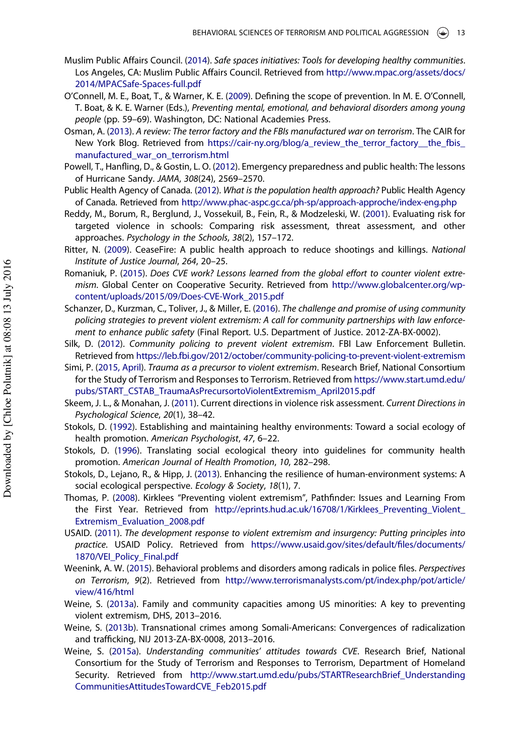Muslim Public Affairs Council. (2014). *Safe spaces initiatives: Tools for developing healthy communities*. Los Angeles, CA: Muslim Public Affairs Council. Retrieved from http://www.mpac.org/assets/docs/2014/MPACSafe-Spaces-full.pdf

O'Connell, M. E., Boat, T., & Warner, K. E. (2009). Defining the scope of prevention. In M. E. O'Connell, T. Boat, & K. E. Warner (Eds.), *Preventing mental, emotional, and behavioral disorders among young people* (pp. 59–69). Washington, DC: National Academies Press.

Osman, A. (2013). *A review: The terror factory and the FBIs manufactured war on terrorism*. The CAIR for New York Blog. Retrieved from https://cair-ny.org/blog/a_review_the_terror_factory__the_fbis_manufactured_war_on_terrorism.html

Powell, T., Hanfling, D., & Gostin, L. O. (2012). Emergency preparedness and public health: The lessons of Hurricane Sandy. *JAMA*, *308*(24), 2569–2570.

Public Health Agency of Canada. (2012). *What is the population health approach?* Public Health Agency of Canada. Retrieved from http://www.phac-aspc.gc.ca/ph-sp/approach-approche/index-eng.php

Reddy, M., Borum, R., Berglund, J., Vossekuil, B., Fein, R., & Modzeleski, W. (2001). Evaluating risk for targeted violence in schools: Comparing risk assessment, threat assessment, and other approaches. *Psychology in the Schools*, *38*(2), 157–172.

Ritter, N. (2009). CeaseFire: A public health approach to reduce shootings and killings. *National Institute of Justice Journal*, *264*, 20–25.

Romaniuk, P. (2015). *Does CVE work? Lessons learned from the global effort to counter violent extremism*. Global Center on Cooperative Security. Retrieved from http://www.globalcenter.org/wp-content/uploads/2015/09/Does-CVE-Work_2015.pdf

Schanzer, D., Kurzman, C., Toliver, J., & Miller, E. (2016). *The challenge and promise of using community policing strategies to prevent violent extremism: A call for community partnerships with law enforcement to enhance public safety* (Final Report. U.S. Department of Justice. 2012-ZA-BX-0002).

Silk, D. (2012). *Community policing to prevent violent extremism*. FBI Law Enforcement Bulletin. Retrieved from https://leb.fbi.gov/2012/october/community-policing-to-prevent-violent-extremism

Simi, P. (2015, April). *Trauma as a precursor to violent extremism*. Research Brief, National Consortium for the Study of Terrorism and Responses to Terrorism. Retrieved from https://www.start.umd.edu/pubs/START_CSTAB_TraumaAsPrecursortoViolentExtremism_April2015.pdf

Skeem, J. L., & Monahan, J. (2011). Current directions in violence risk assessment. *Current Directions in Psychological Science*, *20*(1), 38–42.

Stokols, D. (1992). Establishing and maintaining healthy environments: Toward a social ecology of health promotion. *American Psychologist*, *47*, 6–22.

Stokols, D. (1996). Translating social ecological theory into guidelines for community health promotion. *American Journal of Health Promotion*, *10*, 282–298.

Stokols, D., Lejano, R., & Hipp, J. (2013). Enhancing the resilience of human-environment systems: A social ecological perspective. *Ecology & Society*, *18*(1), 7.

Thomas, P. (2008). Kirklees "Preventing violent extremism", Pathfinder: Issues and Learning From the First Year. Retrieved from http://eprints.hud.ac.uk/16708/1/Kirklees_Preventing_Violent_Extremism_Evaluation_2008.pdf

USAID. (2011). *The development response to violent extremism and insurgency: Putting principles into practice*. USAID Policy. Retrieved from https://www.usaid.gov/sites/default/files/documents/1870/VEI_Policy_Final.pdf

Weenink, A. W. (2015). Behavioral problems and disorders among radicals in police files. *Perspectives on Terrorism*, *9*(2). Retrieved from http://www.terrorismanalysts.com/pt/index.php/pot/article/view/416/html

Weine, S. (2013a). Family and community capacities among US minorities: A key to preventing violent extremism, DHS, 2013–2016.

Weine, S. (2013b). Transnational crimes among Somali-Americans: Convergences of radicalization and trafficking, NIJ 2013-ZA-BX-0008, 2013–2016.

Weine, S. (2015a). *Understanding communities' attitudes towards CVE*. Research Brief, National Consortium for the Study of Terrorism and Responses to Terrorism, Department of Homeland Security. Retrieved from http://www.start.umd.edu/pubs/STARTResearchBrief_UnderstandingCommunitiesAttitudesTowardCVE_Feb2015.pdf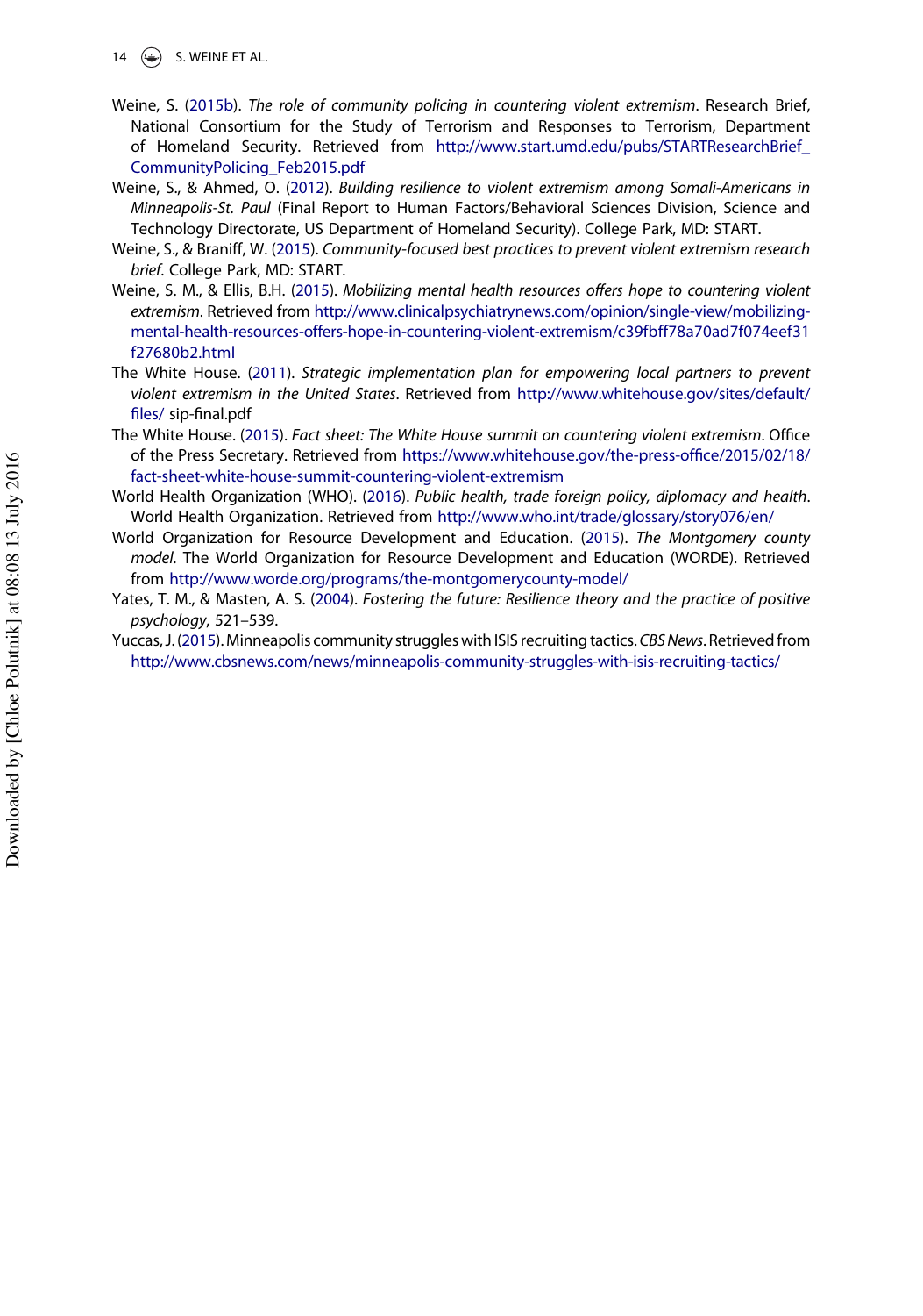Weine, S. (2015b). *The role of community policing in countering violent extremism*. Research Brief, National Consortium for the Study of Terrorism and Responses to Terrorism, Department of Homeland Security. Retrieved from http://www.start.umd.edu/pubs/STARTResearchBrief_CommunityPolicing_Feb2015.pdf

Weine, S., & Ahmed, O. (2012). *Building resilience to violent extremism among Somali-Americans in Minneapolis-St. Paul* (Final Report to Human Factors/Behavioral Sciences Division, Science and Technology Directorate, US Department of Homeland Security). College Park, MD: START.

Weine, S., & Braniff, W. (2015). *Community-focused best practices to prevent violent extremism research brief*. College Park, MD: START.

Weine, S. M., & Ellis, B.H. (2015). *Mobilizing mental health resources offers hope to countering violent extremism*. Retrieved from http://www.clinicalpsychiatrynews.com/opinion/single-view/mobilizing-mental-health-resources-offers-hope-in-countering-violent-extremism/c39fbff78a70ad7f074eef31f27680b2.html

The White House. (2011). *Strategic implementation plan for empowering local partners to prevent violent extremism in the United States*. Retrieved from http://www.whitehouse.gov/sites/default/files/ sip-final.pdf

The White House. (2015). *Fact sheet: The White House summit on countering violent extremism*. Office of the Press Secretary. Retrieved from https://www.whitehouse.gov/the-press-office/2015/02/18/fact-sheet-white-house-summit-countering-violent-extremism

World Health Organization (WHO). (2016). *Public health, trade foreign policy, diplomacy and health*. World Health Organization. Retrieved from http://www.who.int/trade/glossary/story076/en/

World Organization for Resource Development and Education. (2015). *The Montgomery county model*. The World Organization for Resource Development and Education (WORDE). Retrieved from http://www.worde.org/programs/the-montgomerycounty-model/

Yates, T. M., & Masten, A. S. (2004). *Fostering the future: Resilience theory and the practice of positive psychology*, 521–539.

Yuccas, J. (2015). Minneapolis community struggles with ISIS recruiting tactics. *CBS News*. Retrieved from http://www.cbsnews.com/news/minneapolis-community-struggles-with-isis-recruiting-tactics/